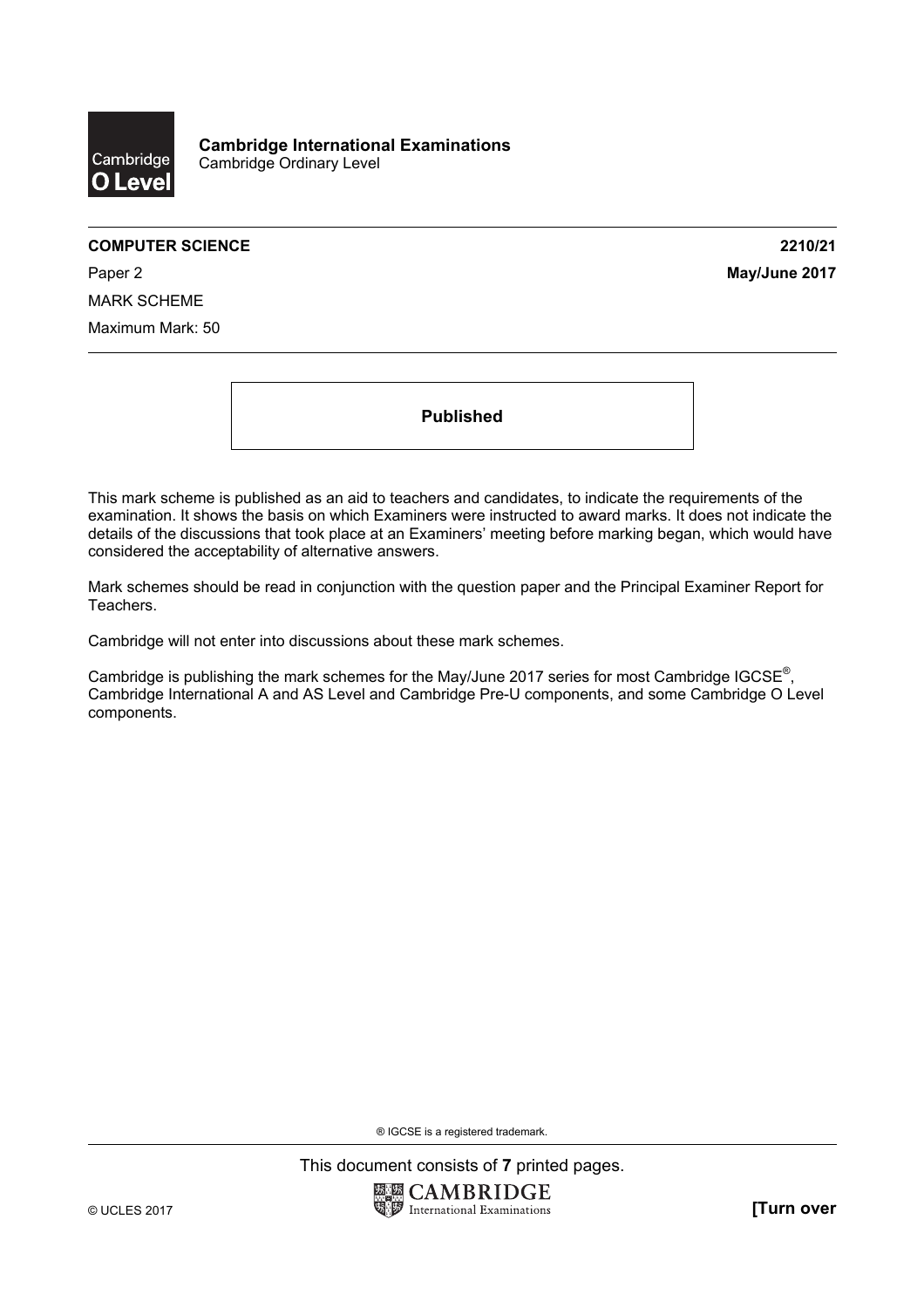**Cambridge International Examinations**
Cambridge Ordinary Level

**COMPUTER SCIENCE** **2210/21**

Paper 2 **May/June 2017**

MARK SCHEME

Maximum Mark: 50

**Published**

This mark scheme is published as an aid to teachers and candidates, to indicate the requirements of the examination. It shows the basis on which Examiners were instructed to award marks. It does not indicate the details of the discussions that took place at an Examiners' meeting before marking began, which would have considered the acceptability of alternative answers.

Mark schemes should be read in conjunction with the question paper and the Principal Examiner Report for Teachers.

Cambridge will not enter into discussions about these mark schemes.

Cambridge is publishing the mark schemes for the May/June 2017 series for most Cambridge IGCSE®, Cambridge International A and AS Level and Cambridge Pre-U components, and some Cambridge O Level components.

® IGCSE is a registered trademark.

This document consists of **7** printed pages.

© UCLES 2017 **[Turn over**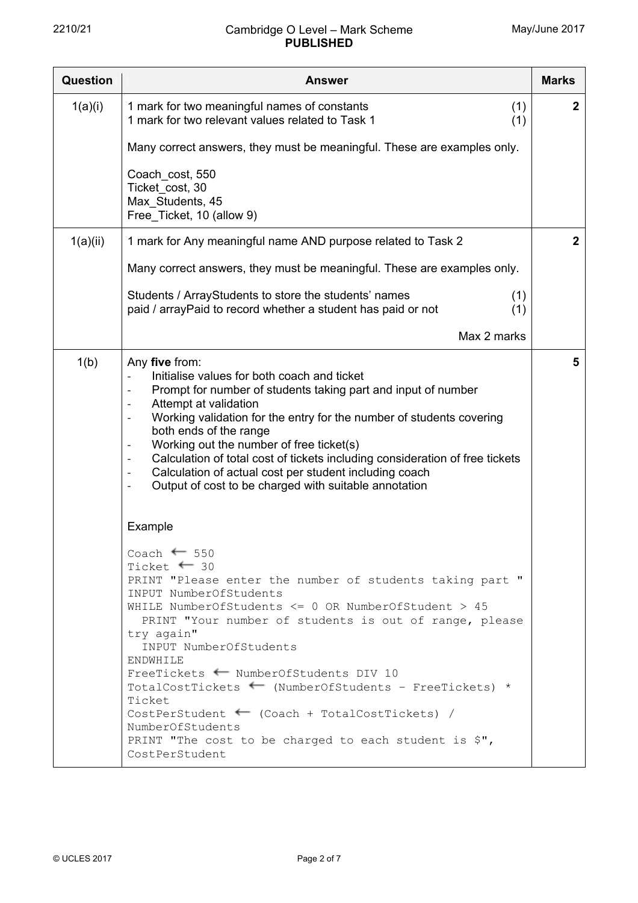| Question | Answer | Marks |
|---|---|---|
| 1(a)(i) | 1 mark for two meaningful names of constants (1)<br>1 mark for two relevant values related to Task 1 (1)<br><br>Many correct answers, they must be meaningful. These are examples only.<br><br>Coach_cost, 550<br>Ticket_cost, 30<br>Max_Students, 45<br>Free_Ticket, 10 (allow 9) | **2** |
| 1(a)(ii) | 1 mark for Any meaningful name AND purpose related to Task 2<br><br>Many correct answers, they must be meaningful. These are examples only.<br><br>Students / ArrayStudents to store the students' names (1)<br>paid / arrayPaid to record whether a student has paid or not (1)<br><br>Max 2 marks | **2** |
| 1(b) | Any **five** from:<br>- Initialise values for both coach and ticket<br>- Prompt for number of students taking part and input of number<br>- Attempt at validation<br>- Working validation for the entry for the number of students covering both ends of the range<br>- Working out the number of free ticket(s)<br>- Calculation of total cost of tickets including consideration of free tickets<br>- Calculation of actual cost per student including coach<br>- Output of cost to be charged with suitable annotation<br><br>Example<br><br>`Coach ← 550`<br>`Ticket ← 30`<br>`PRINT "Please enter the number of students taking part "`<br>`INPUT NumberOfStudents`<br>`WHILE NumberOfStudents <= 0 OR NumberOfStudent > 45`<br>`  PRINT "Your number of students is out of range, please try again"`<br>`  INPUT NumberOfStudents`<br>`ENDWHILE`<br>`FreeTickets ← NumberOfStudents DIV 10`<br>`TotalCostTickets ← (NumberOfStudents – FreeTickets) * Ticket`<br>`CostPerStudent ← (Coach + TotalCostTickets) / NumberOfStudents`<br>`PRINT "The cost to be charged to each student is $", CostPerStudent` | **5** |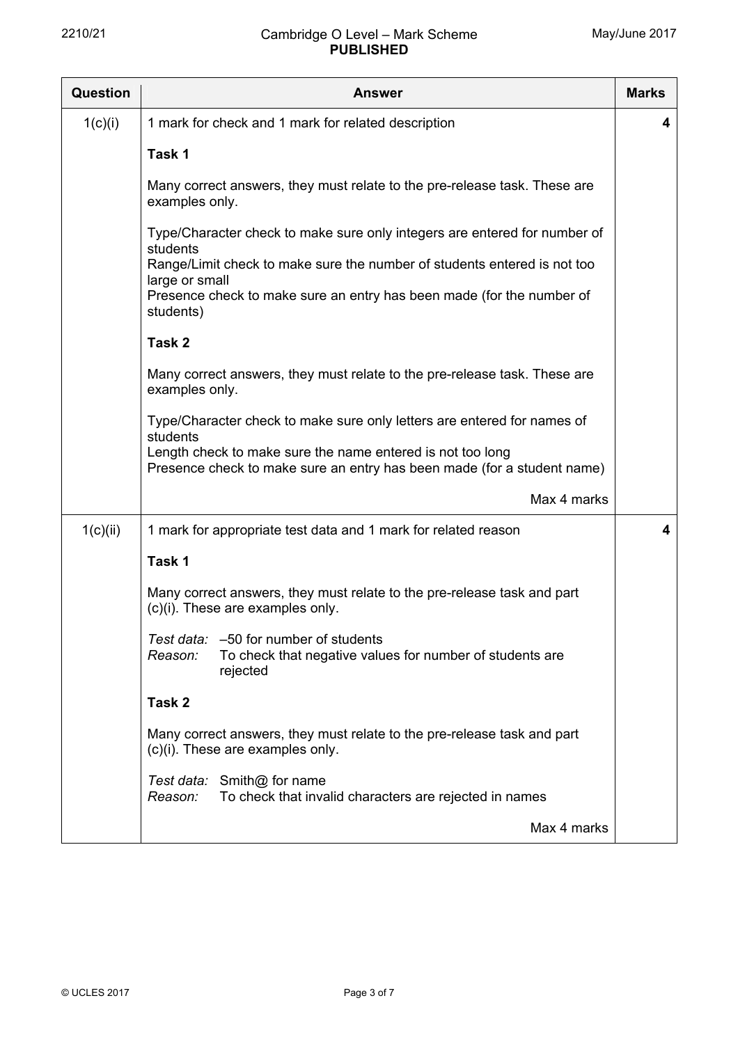| Question | Answer | Marks |
|---|---|---|
| 1(c)(i) | 1 mark for check and 1 mark for related description<br><br>**Task 1**<br><br>Many correct answers, they must relate to the pre-release task. These are examples only.<br><br>Type/Character check to make sure only integers are entered for number of students<br>Range/Limit check to make sure the number of students entered is not too large or small<br>Presence check to make sure an entry has been made (for the number of students)<br><br>**Task 2**<br><br>Many correct answers, they must relate to the pre-release task. These are examples only.<br><br>Type/Character check to make sure only letters are entered for names of students<br>Length check to make sure the name entered is not too long<br>Presence check to make sure an entry has been made (for a student name)<br><br>Max 4 marks | 4 |
| 1(c)(ii) | 1 mark for appropriate test data and 1 mark for related reason<br><br>**Task 1**<br><br>Many correct answers, they must relate to the pre-release task and part (c)(i). These are examples only.<br><br>*Test data:* –50 for number of students<br>*Reason:* To check that negative values for number of students are rejected<br><br>**Task 2**<br><br>Many correct answers, they must relate to the pre-release task and part (c)(i). These are examples only.<br><br>*Test data:* Smith@ for name<br>*Reason:* To check that invalid characters are rejected in names<br><br>Max 4 marks | 4 |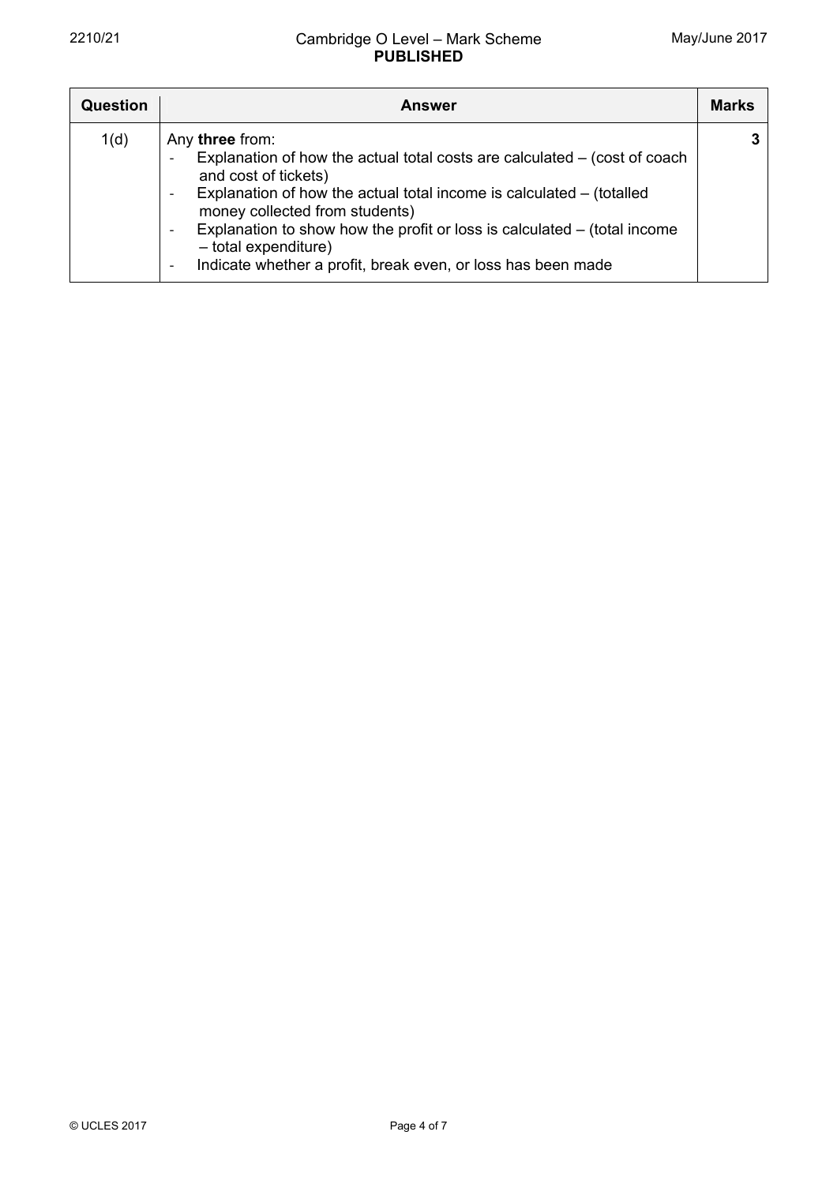| Question | Answer | Marks |
|---|---|---|
| 1(d) | Any **three** from:<br>- Explanation of how the actual total costs are calculated – (cost of coach and cost of tickets)<br>- Explanation of how the actual total income is calculated – (totalled money collected from students)<br>- Explanation to show how the profit or loss is calculated – (total income – total expenditure)<br>- Indicate whether a profit, break even, or loss has been made | 3 |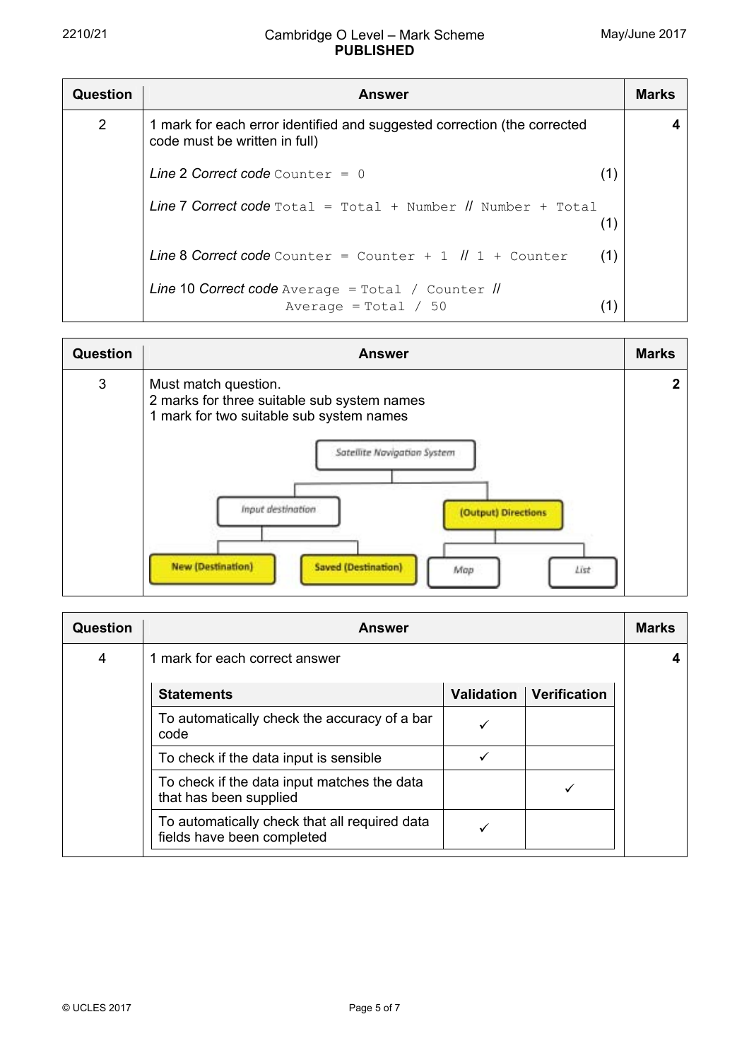| Question | Answer | Marks |
|---|---|---|
| 2 | 1 mark for each error identified and suggested correction (the corrected code must be written in full)<br><br>*Line* 2 *Correct code* `Counter = 0` (1)<br><br>*Line* 7 *Correct code* `Total = Total + Number` // `Number + Total` (1)<br><br>*Line* 8 *Correct code* `Counter = Counter + 1` // `1 + Counter` (1)<br><br>*Line* 10 *Correct code* `Average = Total / Counter` // `Average = Total / 50` (1) | 4 |

| Question | Answer | Marks |
|---|---|---|
| 3 | Must match question.<br>2 marks for three suitable sub system names<br>1 mark for two suitable sub system names<br><br>Satellite Navigation System<br>– Input destination<br>  – New (Destination)<br>  – Saved (Destination)<br>– (Output) Directions<br>  – Map<br>  – List | 2 |

| Question | Answer | Marks |
|---|---|---|
| 4 | 1 mark for each correct answer | 4 |

| Statements | Validation | Verification |
|---|---|---|
| To automatically check the accuracy of a bar code | ✓ | |
| To check if the data input is sensible | ✓ | |
| To check if the data input matches the data that has been supplied | | ✓ |
| To automatically check that all required data fields have been completed | ✓ | |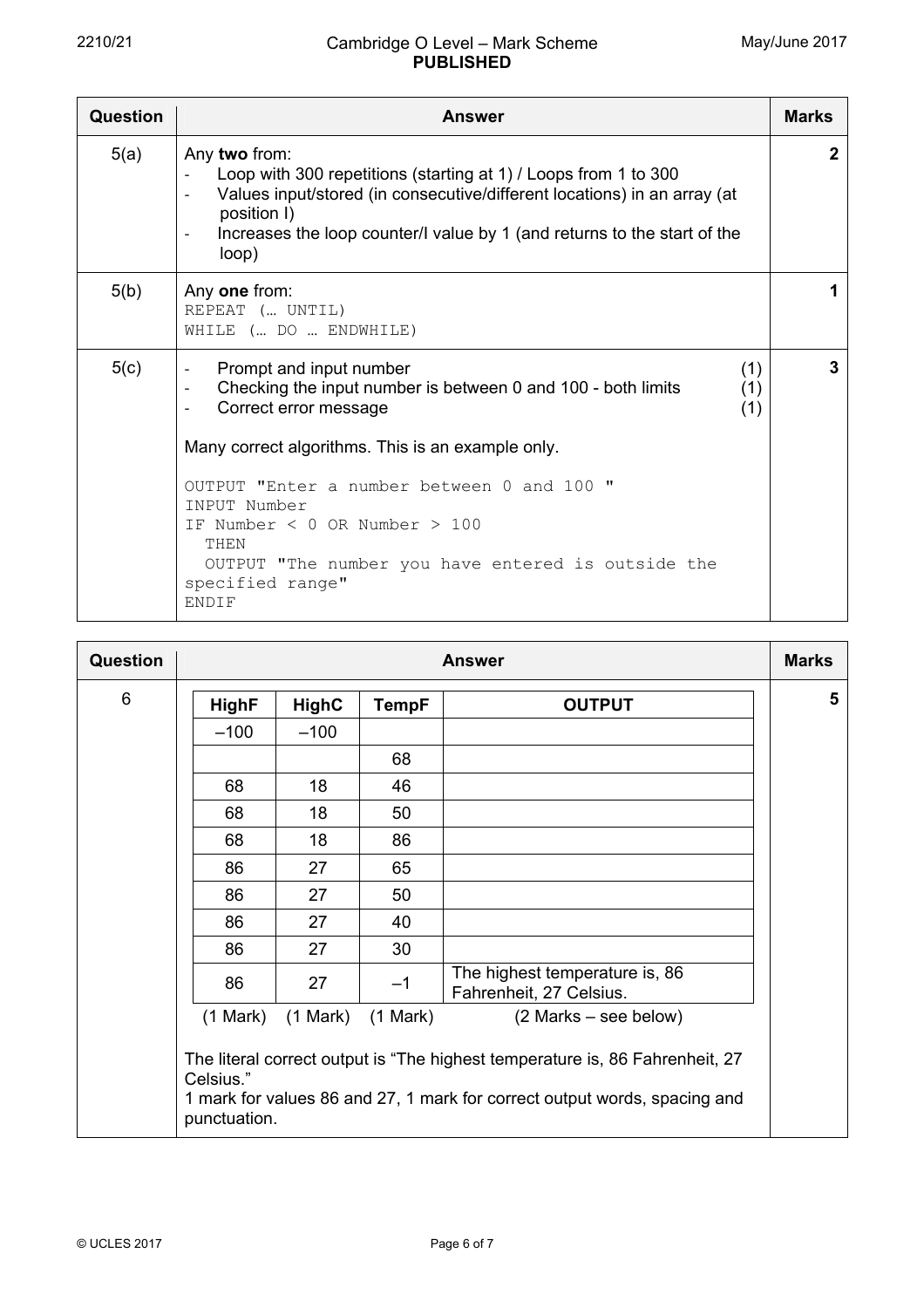| Question | Answer | Marks |
|---|---|---|
| 5(a) | Any **two** from:<br>- Loop with 300 repetitions (starting at 1) / Loops from 1 to 300<br>- Values input/stored (in consecutive/different locations) in an array (at position I)<br>- Increases the loop counter/I value by 1 (and returns to the start of the loop) | 2 |
| 5(b) | Any **one** from:<br>`REPEAT (… UNTIL)`<br>`WHILE (… DO … ENDWHILE)` | 1 |
| 5(c) | - Prompt and input number (1)<br>- Checking the input number is between 0 and 100 - both limits (1)<br>- Correct error message (1)<br><br>Many correct algorithms. This is an example only.<br><br>`OUTPUT "Enter a number between 0 and 100 "`<br>`INPUT Number`<br>`IF Number < 0 OR Number > 100`<br>`  THEN`<br>`  OUTPUT "The number you have entered is outside the specified range"`<br>`ENDIF` | 3 |

| Question | Answer | Marks |
|---|---|---|
| 6 | See table below | 5 |

| HighF | HighC | TempF | OUTPUT |
|---|---|---|---|
| –100 | –100 | | |
| | | 68 | |
| 68 | 18 | 46 | |
| 68 | 18 | 50 | |
| 68 | 18 | 86 | |
| 86 | 27 | 65 | |
| 86 | 27 | 50 | |
| 86 | 27 | 40 | |
| 86 | 27 | 30 | |
| 86 | 27 | –1 | The highest temperature is, 86 Fahrenheit, 27 Celsius. |
| (1 Mark) | (1 Mark) | (1 Mark) | (2 Marks – see below) |

The literal correct output is "The highest temperature is, 86 Fahrenheit, 27 Celsius."
1 mark for values 86 and 27, 1 mark for correct output words, spacing and punctuation.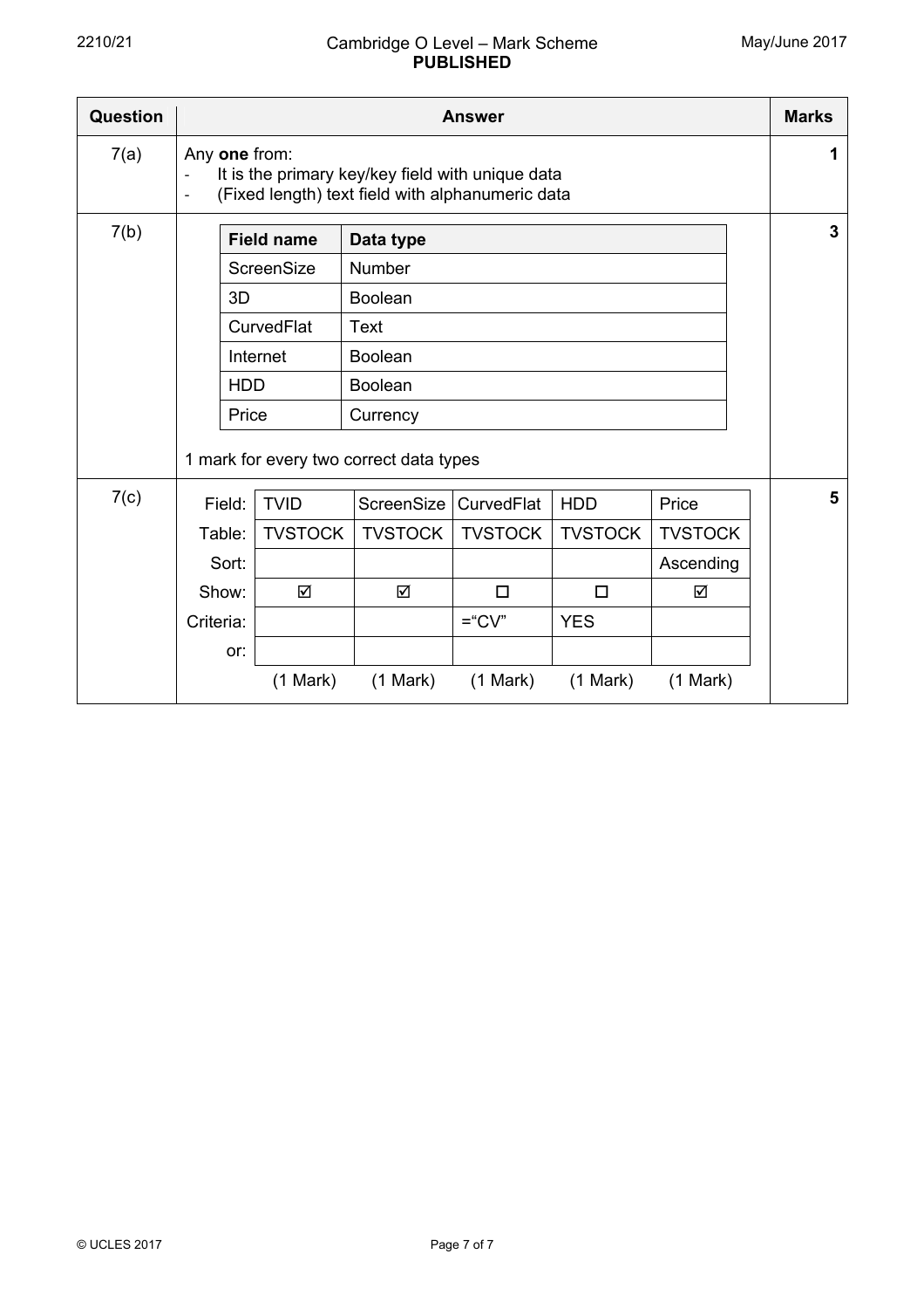| Question | Answer | Marks |
|---|---|---|
| 7(a) | Any **one** from:<br>- It is the primary key/key field with unique data<br>- (Fixed length) text field with alphanumeric data | **1** |
| 7(b) | (see table below)<br>1 mark for every two correct data types | **3** |
| 7(c) | (see table below) | **5** |

**7(b)**

| Field name | Data type |
|---|---|
| ScreenSize | Number |
| 3D | Boolean |
| CurvedFlat | Text |
| Internet | Boolean |
| HDD | Boolean |
| Price | Currency |

1 mark for every two correct data types

**7(c)**

| | | | | | |
|---|---|---|---|---|---|
| Field: | TVID | ScreenSize | CurvedFlat | HDD | Price |
| Table: | TVSTOCK | TVSTOCK | TVSTOCK | TVSTOCK | TVSTOCK |
| Sort: | | | | | Ascending |
| Show: | ☑ | ☑ | ☐ | ☐ | ☑ |
| Criteria: | | | ="CV" | YES | |
| or: | | | | | |
| | (1 Mark) | (1 Mark) | (1 Mark) | (1 Mark) | (1 Mark) |